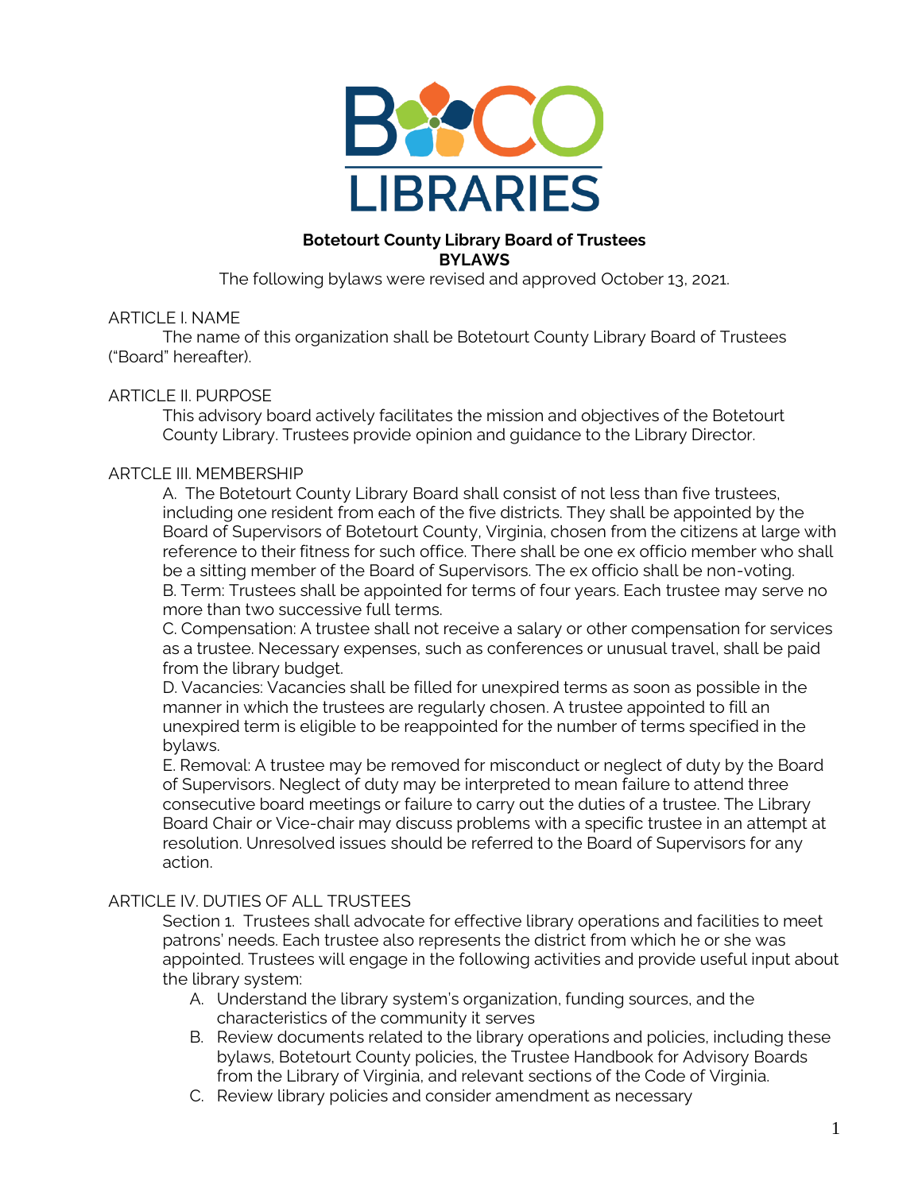**Botetourt County Library Board of Trustees**
**BYLAWS**

The following bylaws were revised and approved October 13, 2021.

ARTICLE I. NAME

The name of this organization shall be Botetourt County Library Board of Trustees ("Board" hereafter).

ARTICLE II. PURPOSE

This advisory board actively facilitates the mission and objectives of the Botetourt County Library. Trustees provide opinion and guidance to the Library Director.

ARTCLE III. MEMBERSHIP

A. The Botetourt County Library Board shall consist of not less than five trustees, including one resident from each of the five districts. They shall be appointed by the Board of Supervisors of Botetourt County, Virginia, chosen from the citizens at large with reference to their fitness for such office. There shall be one ex officio member who shall be a sitting member of the Board of Supervisors. The ex officio shall be non-voting.

B. Term: Trustees shall be appointed for terms of four years. Each trustee may serve no more than two successive full terms.

C. Compensation: A trustee shall not receive a salary or other compensation for services as a trustee. Necessary expenses, such as conferences or unusual travel, shall be paid from the library budget.

D. Vacancies: Vacancies shall be filled for unexpired terms as soon as possible in the manner in which the trustees are regularly chosen. A trustee appointed to fill an unexpired term is eligible to be reappointed for the number of terms specified in the bylaws.

E. Removal: A trustee may be removed for misconduct or neglect of duty by the Board of Supervisors. Neglect of duty may be interpreted to mean failure to attend three consecutive board meetings or failure to carry out the duties of a trustee. The Library Board Chair or Vice-chair may discuss problems with a specific trustee in an attempt at resolution. Unresolved issues should be referred to the Board of Supervisors for any action.

ARTICLE IV. DUTIES OF ALL TRUSTEES

Section 1. Trustees shall advocate for effective library operations and facilities to meet patrons' needs. Each trustee also represents the district from which he or she was appointed. Trustees will engage in the following activities and provide useful input about the library system:

A. Understand the library system's organization, funding sources, and the characteristics of the community it serves
B. Review documents related to the library operations and policies, including these bylaws, Botetourt County policies, the Trustee Handbook for Advisory Boards from the Library of Virginia, and relevant sections of the Code of Virginia.
C. Review library policies and consider amendment as necessary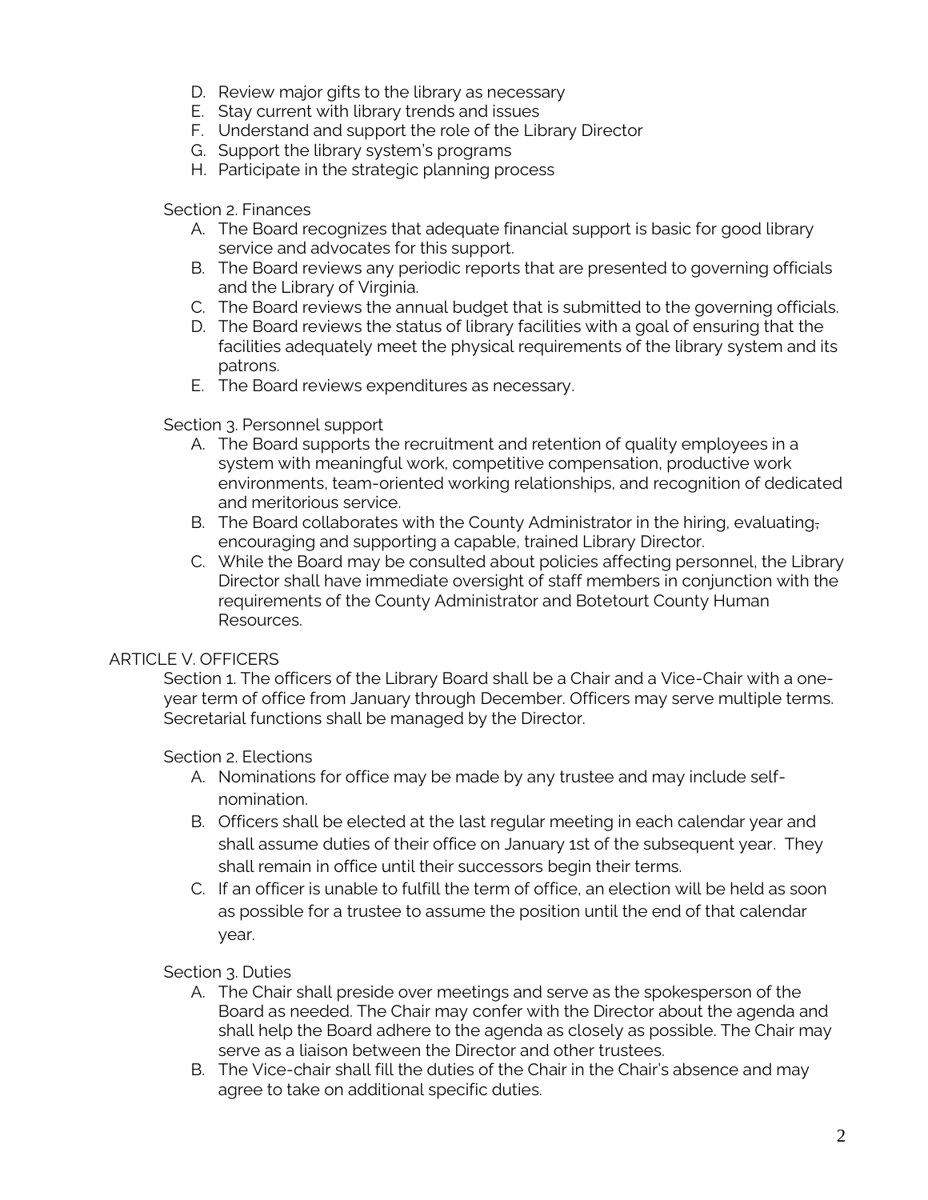D. Review major gifts to the library as necessary
E. Stay current with library trends and issues
F. Understand and support the role of the Library Director
G. Support the library system's programs
H. Participate in the strategic planning process

Section 2. Finances

A. The Board recognizes that adequate financial support is basic for good library service and advocates for this support.
B. The Board reviews any periodic reports that are presented to governing officials and the Library of Virginia.
C. The Board reviews the annual budget that is submitted to the governing officials.
D. The Board reviews the status of library facilities with a goal of ensuring that the facilities adequately meet the physical requirements of the library system and its patrons.
E. The Board reviews expenditures as necessary.

Section 3. Personnel support

A. The Board supports the recruitment and retention of quality employees in a system with meaningful work, competitive compensation, productive work environments, team-oriented working relationships, and recognition of dedicated and meritorious service.
B. The Board collaborates with the County Administrator in the hiring, evaluating, encouraging and supporting a capable, trained Library Director.
C. While the Board may be consulted about policies affecting personnel, the Library Director shall have immediate oversight of staff members in conjunction with the requirements of the County Administrator and Botetourt County Human Resources.

## ARTICLE V. OFFICERS

Section 1. The officers of the Library Board shall be a Chair and a Vice-Chair with a one-year term of office from January through December. Officers may serve multiple terms. Secretarial functions shall be managed by the Director.

Section 2. Elections

A. Nominations for office may be made by any trustee and may include self-nomination.
B. Officers shall be elected at the last regular meeting in each calendar year and shall assume duties of their office on January 1st of the subsequent year. They shall remain in office until their successors begin their terms.
C. If an officer is unable to fulfill the term of office, an election will be held as soon as possible for a trustee to assume the position until the end of that calendar year.

Section 3. Duties

A. The Chair shall preside over meetings and serve as the spokesperson of the Board as needed. The Chair may confer with the Director about the agenda and shall help the Board adhere to the agenda as closely as possible. The Chair may serve as a liaison between the Director and other trustees.
B. The Vice-chair shall fill the duties of the Chair in the Chair's absence and may agree to take on additional specific duties.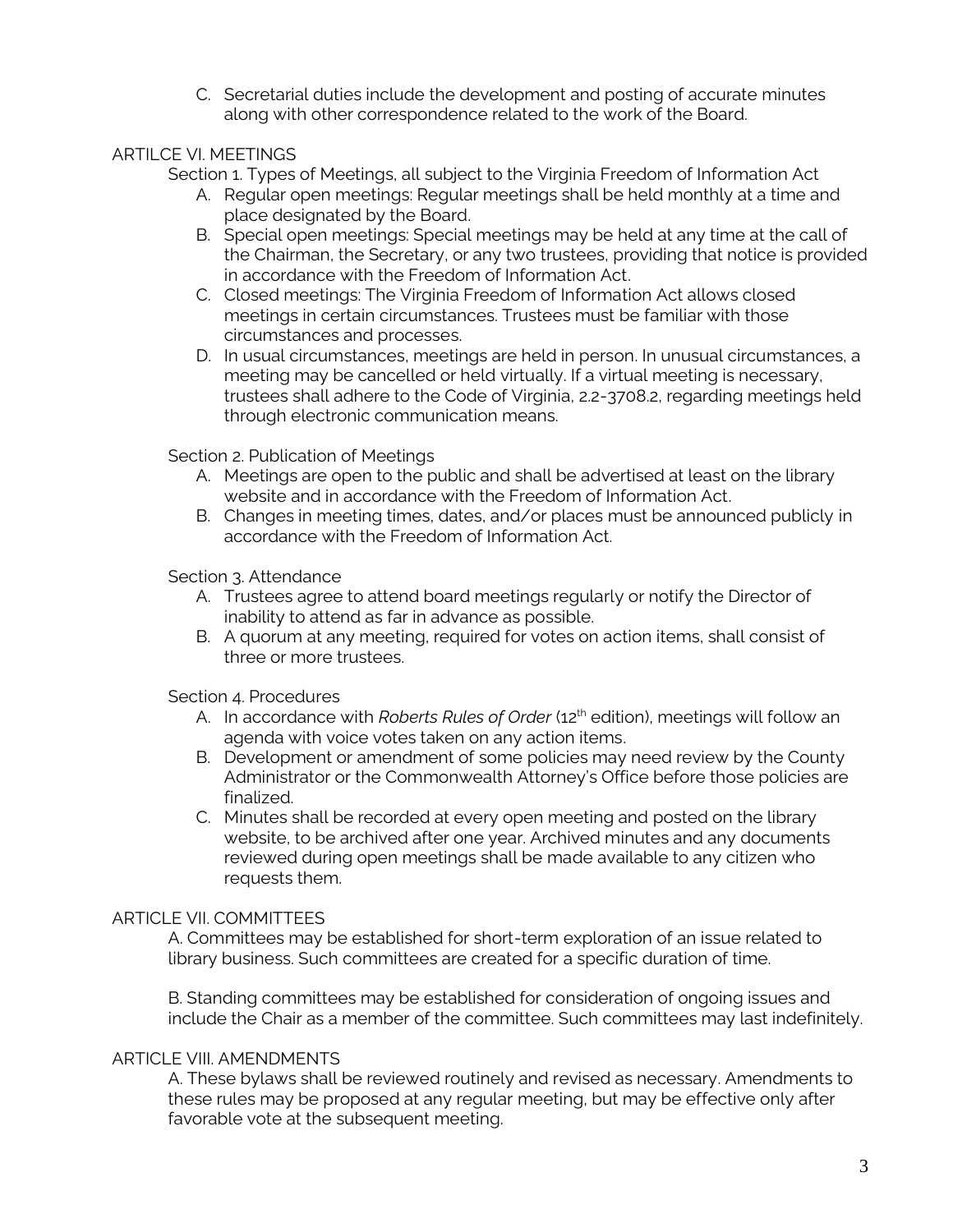C. Secretarial duties include the development and posting of accurate minutes along with other correspondence related to the work of the Board.

## ARTILCE VI. MEETINGS

Section 1. Types of Meetings, all subject to the Virginia Freedom of Information Act

A. Regular open meetings: Regular meetings shall be held monthly at a time and place designated by the Board.
B. Special open meetings: Special meetings may be held at any time at the call of the Chairman, the Secretary, or any two trustees, providing that notice is provided in accordance with the Freedom of Information Act.
C. Closed meetings: The Virginia Freedom of Information Act allows closed meetings in certain circumstances. Trustees must be familiar with those circumstances and processes.
D. In usual circumstances, meetings are held in person. In unusual circumstances, a meeting may be cancelled or held virtually. If a virtual meeting is necessary, trustees shall adhere to the Code of Virginia, 2.2-3708.2, regarding meetings held through electronic communication means.

Section 2. Publication of Meetings

A. Meetings are open to the public and shall be advertised at least on the library website and in accordance with the Freedom of Information Act.
B. Changes in meeting times, dates, and/or places must be announced publicly in accordance with the Freedom of Information Act.

Section 3. Attendance

A. Trustees agree to attend board meetings regularly or notify the Director of inability to attend as far in advance as possible.
B. A quorum at any meeting, required for votes on action items, shall consist of three or more trustees.

Section 4. Procedures

A. In accordance with *Roberts Rules of Order* (12th edition), meetings will follow an agenda with voice votes taken on any action items.
B. Development or amendment of some policies may need review by the County Administrator or the Commonwealth Attorney's Office before those policies are finalized.
C. Minutes shall be recorded at every open meeting and posted on the library website, to be archived after one year. Archived minutes and any documents reviewed during open meetings shall be made available to any citizen who requests them.

## ARTICLE VII. COMMITTEES

A. Committees may be established for short-term exploration of an issue related to library business. Such committees are created for a specific duration of time.

B. Standing committees may be established for consideration of ongoing issues and include the Chair as a member of the committee. Such committees may last indefinitely.

## ARTICLE VIII. AMENDMENTS

A. These bylaws shall be reviewed routinely and revised as necessary. Amendments to these rules may be proposed at any regular meeting, but may be effective only after favorable vote at the subsequent meeting.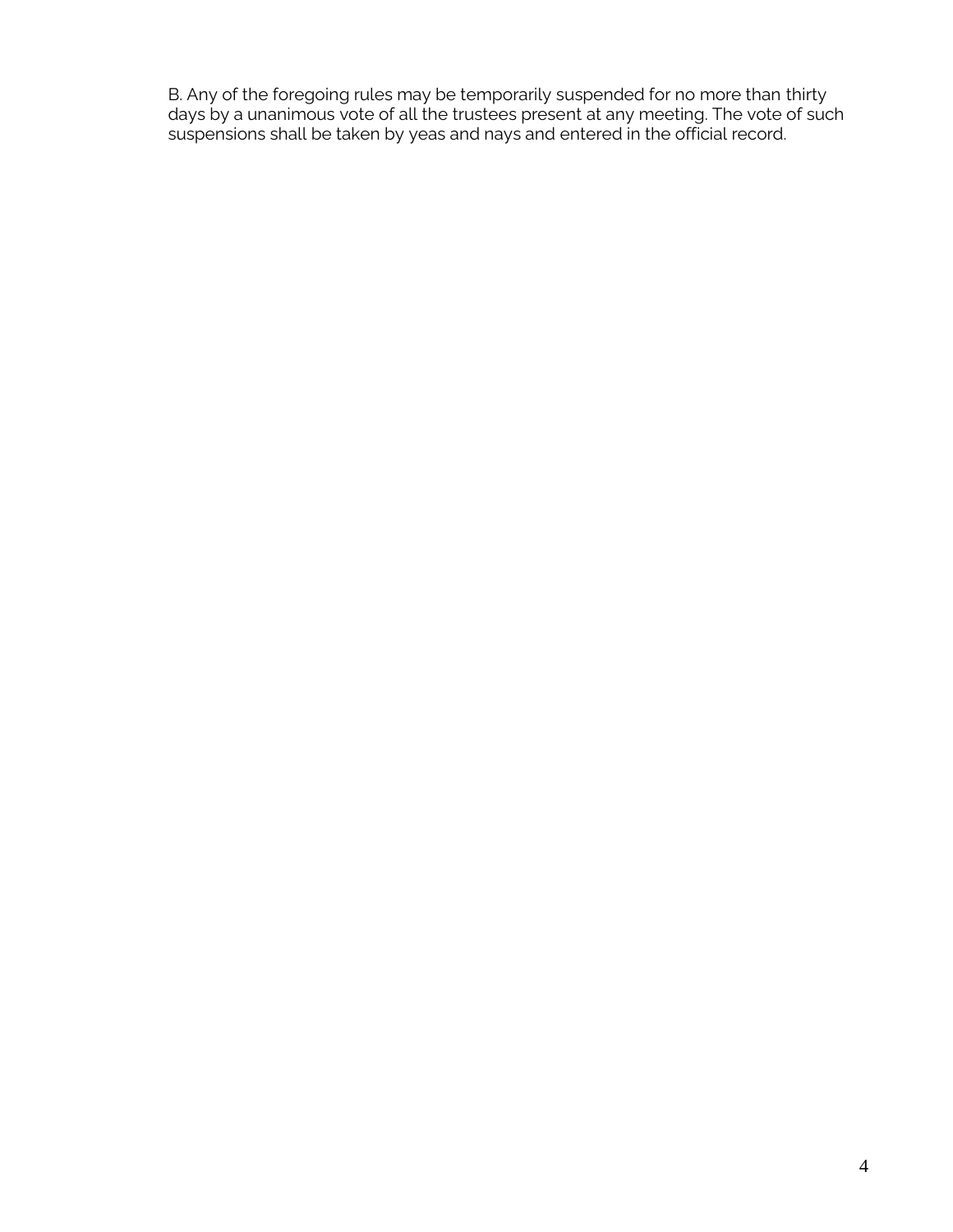B. Any of the foregoing rules may be temporarily suspended for no more than thirty days by a unanimous vote of all the trustees present at any meeting. The vote of such suspensions shall be taken by yeas and nays and entered in the official record.